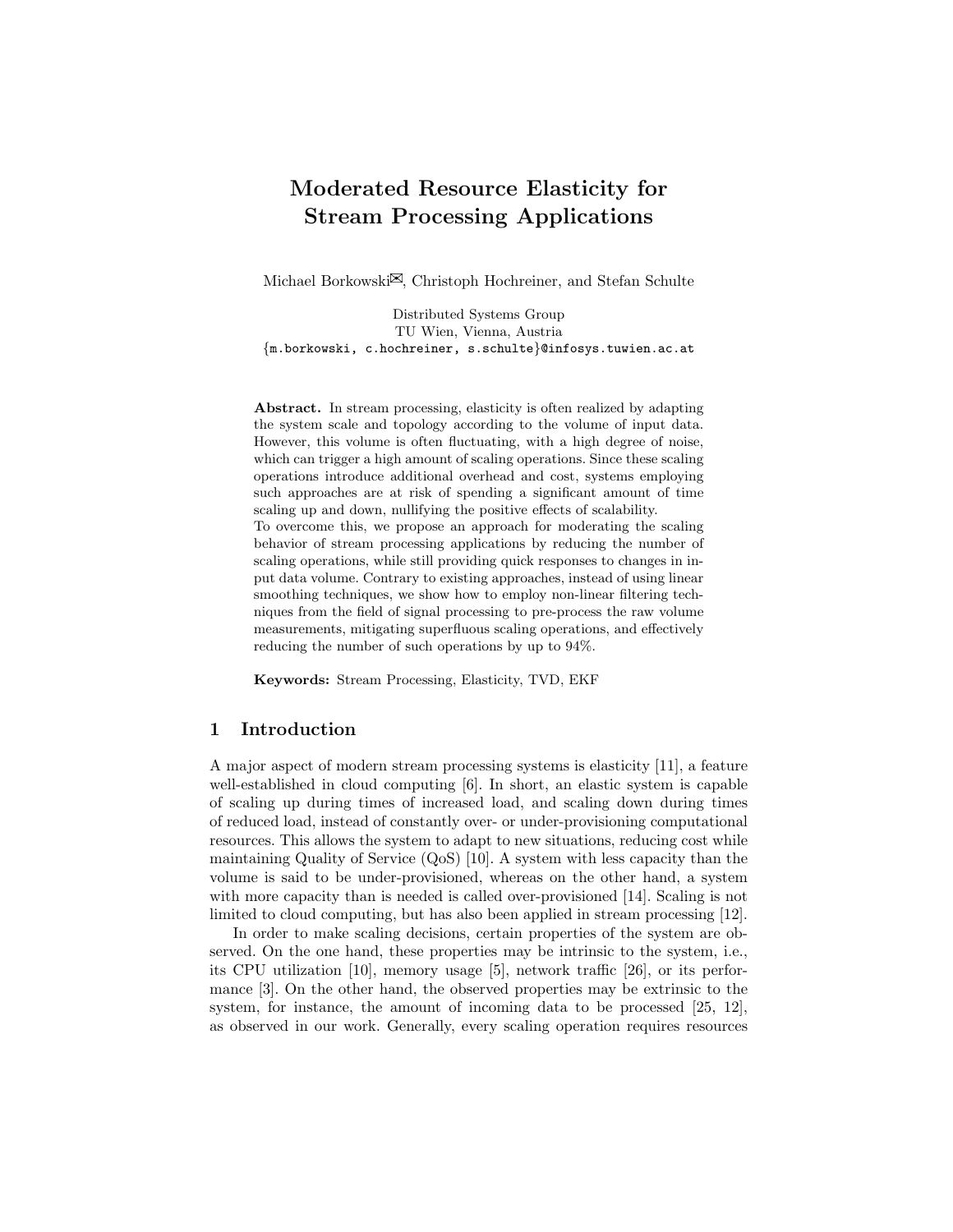# Moderated Resource Elasticity for Stream Processing Applications

Michael Borkowski✉, Christoph Hochreiner, and Stefan Schulte

Distributed Systems Group
TU Wien, Vienna, Austria
{m.borkowski, c.hochreiner, s.schulte}@infosys.tuwien.ac.at

**Abstract.** In stream processing, elasticity is often realized by adapting the system scale and topology according to the volume of input data. However, this volume is often fluctuating, with a high degree of noise, which can trigger a high amount of scaling operations. Since these scaling operations introduce additional overhead and cost, systems employing such approaches are at risk of spending a significant amount of time scaling up and down, nullifying the positive effects of scalability.
To overcome this, we propose an approach for moderating the scaling behavior of stream processing applications by reducing the number of scaling operations, while still providing quick responses to changes in input data volume. Contrary to existing approaches, instead of using linear smoothing techniques, we show how to employ non-linear filtering techniques from the field of signal processing to pre-process the raw volume measurements, mitigating superfluous scaling operations, and effectively reducing the number of such operations by up to 94%.

**Keywords:** Stream Processing, Elasticity, TVD, EKF

## 1 Introduction

A major aspect of modern stream processing systems is elasticity [11], a feature well-established in cloud computing [6]. In short, an elastic system is capable of scaling up during times of increased load, and scaling down during times of reduced load, instead of constantly over- or under-provisioning computational resources. This allows the system to adapt to new situations, reducing cost while maintaining Quality of Service (QoS) [10]. A system with less capacity than the volume is said to be under-provisioned, whereas on the other hand, a system with more capacity than is needed is called over-provisioned [14]. Scaling is not limited to cloud computing, but has also been applied in stream processing [12].

In order to make scaling decisions, certain properties of the system are observed. On the one hand, these properties may be intrinsic to the system, i.e., its CPU utilization [10], memory usage [5], network traffic [26], or its performance [3]. On the other hand, the observed properties may be extrinsic to the system, for instance, the amount of incoming data to be processed [25, 12], as observed in our work. Generally, every scaling operation requires resources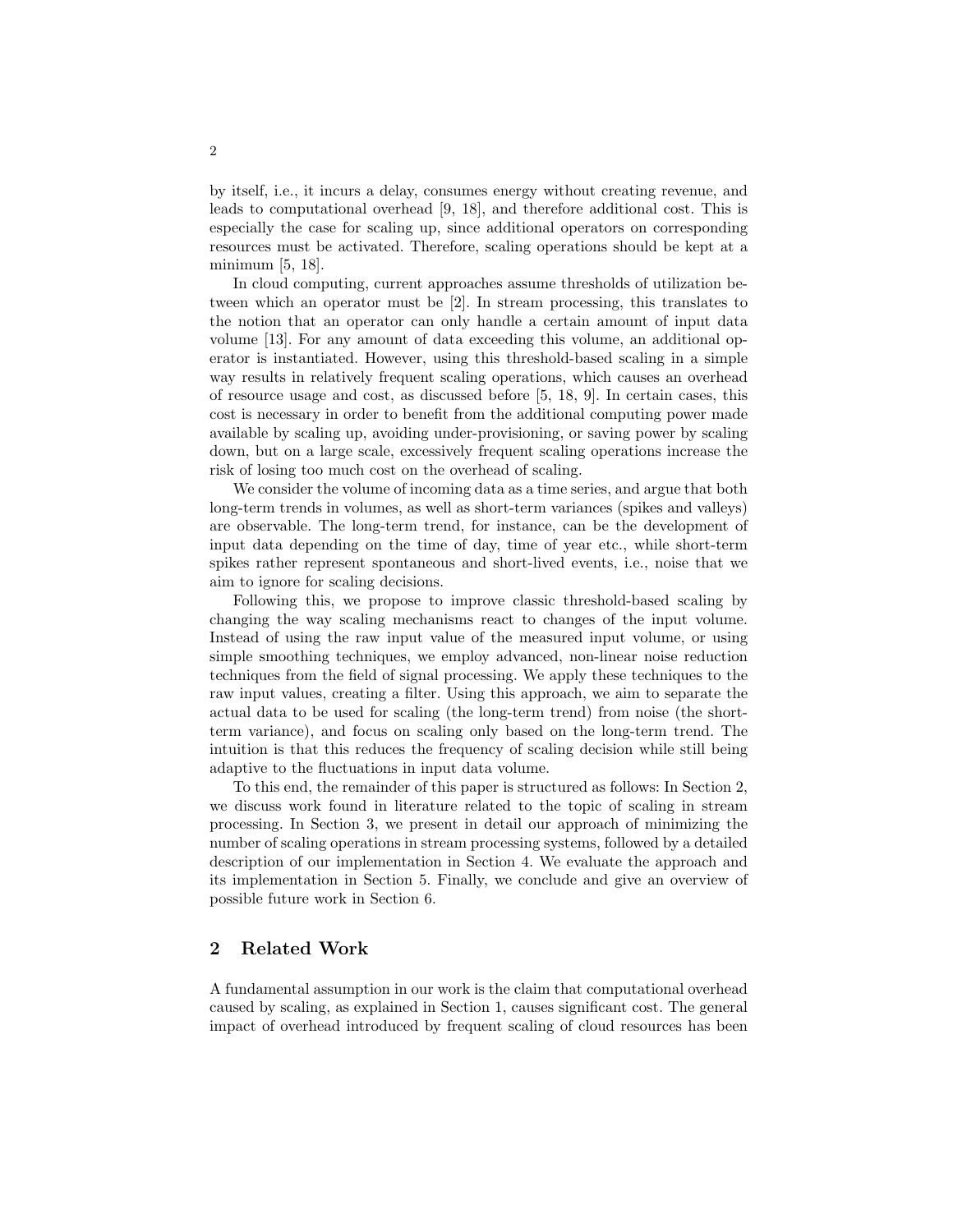by itself, i.e., it incurs a delay, consumes energy without creating revenue, and leads to computational overhead [9, 18], and therefore additional cost. This is especially the case for scaling up, since additional operators on corresponding resources must be activated. Therefore, scaling operations should be kept at a minimum [5, 18].

In cloud computing, current approaches assume thresholds of utilization between which an operator must be [2]. In stream processing, this translates to the notion that an operator can only handle a certain amount of input data volume [13]. For any amount of data exceeding this volume, an additional operator is instantiated. However, using this threshold-based scaling in a simple way results in relatively frequent scaling operations, which causes an overhead of resource usage and cost, as discussed before [5, 18, 9]. In certain cases, this cost is necessary in order to benefit from the additional computing power made available by scaling up, avoiding under-provisioning, or saving power by scaling down, but on a large scale, excessively frequent scaling operations increase the risk of losing too much cost on the overhead of scaling.

We consider the volume of incoming data as a time series, and argue that both long-term trends in volumes, as well as short-term variances (spikes and valleys) are observable. The long-term trend, for instance, can be the development of input data depending on the time of day, time of year etc., while short-term spikes rather represent spontaneous and short-lived events, i.e., noise that we aim to ignore for scaling decisions.

Following this, we propose to improve classic threshold-based scaling by changing the way scaling mechanisms react to changes of the input volume. Instead of using the raw input value of the measured input volume, or using simple smoothing techniques, we employ advanced, non-linear noise reduction techniques from the field of signal processing. We apply these techniques to the raw input values, creating a filter. Using this approach, we aim to separate the actual data to be used for scaling (the long-term trend) from noise (the short-term variance), and focus on scaling only based on the long-term trend. The intuition is that this reduces the frequency of scaling decision while still being adaptive to the fluctuations in input data volume.

To this end, the remainder of this paper is structured as follows: In Section 2, we discuss work found in literature related to the topic of scaling in stream processing. In Section 3, we present in detail our approach of minimizing the number of scaling operations in stream processing systems, followed by a detailed description of our implementation in Section 4. We evaluate the approach and its implementation in Section 5. Finally, we conclude and give an overview of possible future work in Section 6.

## 2 Related Work

A fundamental assumption in our work is the claim that computational overhead caused by scaling, as explained in Section 1, causes significant cost. The general impact of overhead introduced by frequent scaling of cloud resources has been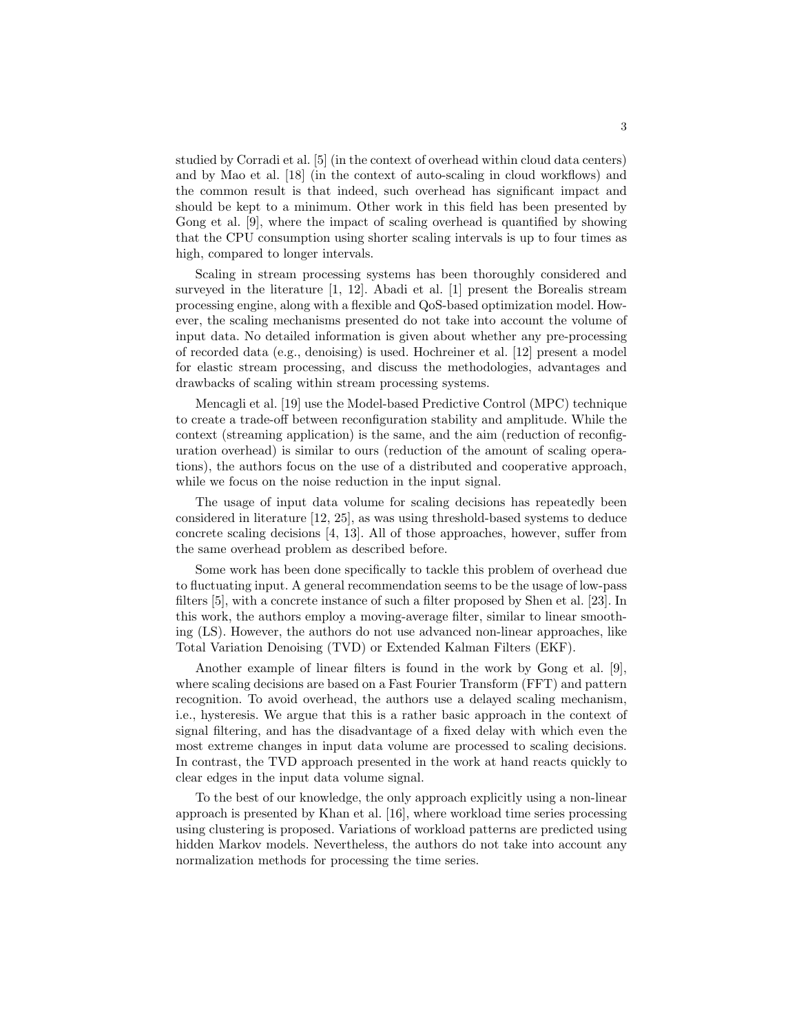studied by Corradi et al. [5] (in the context of overhead within cloud data centers) and by Mao et al. [18] (in the context of auto-scaling in cloud workflows) and the common result is that indeed, such overhead has significant impact and should be kept to a minimum. Other work in this field has been presented by Gong et al. [9], where the impact of scaling overhead is quantified by showing that the CPU consumption using shorter scaling intervals is up to four times as high, compared to longer intervals.

Scaling in stream processing systems has been thoroughly considered and surveyed in the literature [1, 12]. Abadi et al. [1] present the Borealis stream processing engine, along with a flexible and QoS-based optimization model. However, the scaling mechanisms presented do not take into account the volume of input data. No detailed information is given about whether any pre-processing of recorded data (e.g., denoising) is used. Hochreiner et al. [12] present a model for elastic stream processing, and discuss the methodologies, advantages and drawbacks of scaling within stream processing systems.

Mencagli et al. [19] use the Model-based Predictive Control (MPC) technique to create a trade-off between reconfiguration stability and amplitude. While the context (streaming application) is the same, and the aim (reduction of reconfiguration overhead) is similar to ours (reduction of the amount of scaling operations), the authors focus on the use of a distributed and cooperative approach, while we focus on the noise reduction in the input signal.

The usage of input data volume for scaling decisions has repeatedly been considered in literature [12, 25], as was using threshold-based systems to deduce concrete scaling decisions [4, 13]. All of those approaches, however, suffer from the same overhead problem as described before.

Some work has been done specifically to tackle this problem of overhead due to fluctuating input. A general recommendation seems to be the usage of low-pass filters [5], with a concrete instance of such a filter proposed by Shen et al. [23]. In this work, the authors employ a moving-average filter, similar to linear smoothing (LS). However, the authors do not use advanced non-linear approaches, like Total Variation Denoising (TVD) or Extended Kalman Filters (EKF).

Another example of linear filters is found in the work by Gong et al. [9], where scaling decisions are based on a Fast Fourier Transform (FFT) and pattern recognition. To avoid overhead, the authors use a delayed scaling mechanism, i.e., hysteresis. We argue that this is a rather basic approach in the context of signal filtering, and has the disadvantage of a fixed delay with which even the most extreme changes in input data volume are processed to scaling decisions. In contrast, the TVD approach presented in the work at hand reacts quickly to clear edges in the input data volume signal.

To the best of our knowledge, the only approach explicitly using a non-linear approach is presented by Khan et al. [16], where workload time series processing using clustering is proposed. Variations of workload patterns are predicted using hidden Markov models. Nevertheless, the authors do not take into account any normalization methods for processing the time series.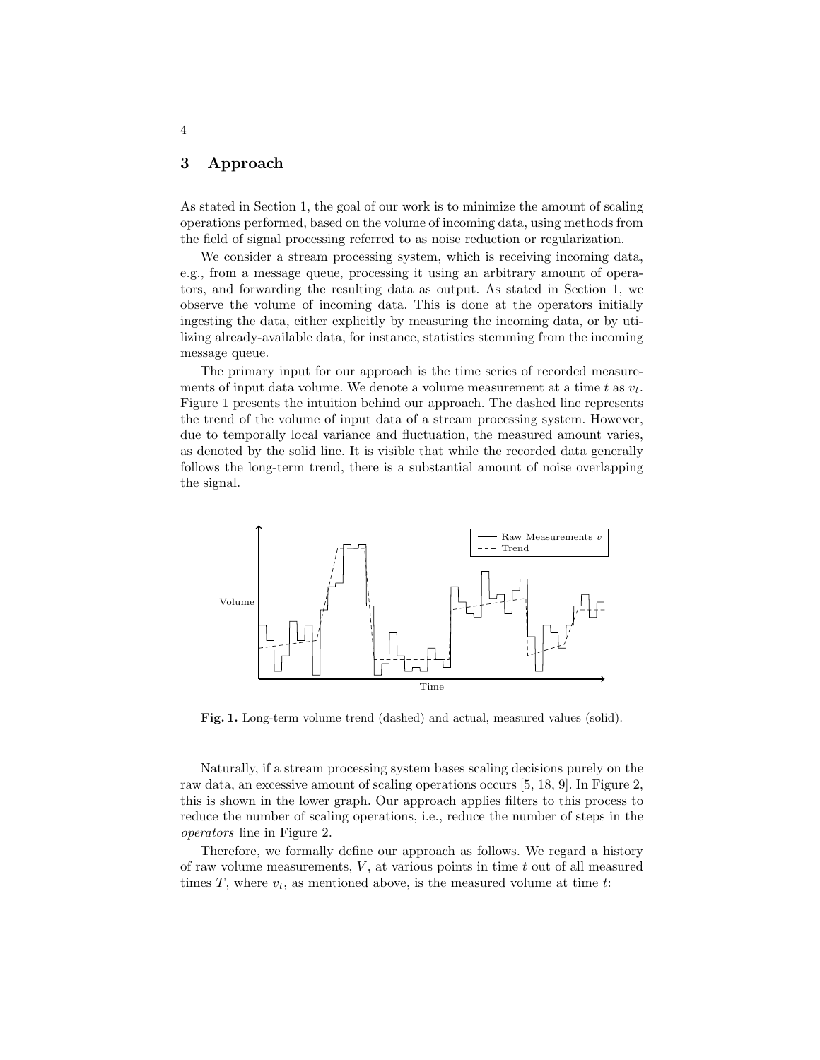## 3 Approach

As stated in Section 1, the goal of our work is to minimize the amount of scaling operations performed, based on the volume of incoming data, using methods from the field of signal processing referred to as noise reduction or regularization.

We consider a stream processing system, which is receiving incoming data, e.g., from a message queue, processing it using an arbitrary amount of operators, and forwarding the resulting data as output. As stated in Section 1, we observe the volume of incoming data. This is done at the operators initially ingesting the data, either explicitly by measuring the incoming data, or by utilizing already-available data, for instance, statistics stemming from the incoming message queue.

The primary input for our approach is the time series of recorded measurements of input data volume. We denote a volume measurement at a time $t$ as $v_t$. Figure 1 presents the intuition behind our approach. The dashed line represents the trend of the volume of input data of a stream processing system. However, due to temporally local variance and fluctuation, the measured amount varies, as denoted by the solid line. It is visible that while the recorded data generally follows the long-term trend, there is a substantial amount of noise overlapping the signal.

**Fig. 1.** Long-term volume trend (dashed) and actual, measured values (solid).

Naturally, if a stream processing system bases scaling decisions purely on the raw data, an excessive amount of scaling operations occurs [5, 18, 9]. In Figure 2, this is shown in the lower graph. Our approach applies filters to this process to reduce the number of scaling operations, i.e., reduce the number of steps in the *operators* line in Figure 2.

Therefore, we formally define our approach as follows. We regard a history of raw volume measurements, $V$, at various points in time $t$ out of all measured times $T$, where $v_t$, as mentioned above, is the measured volume at time $t$: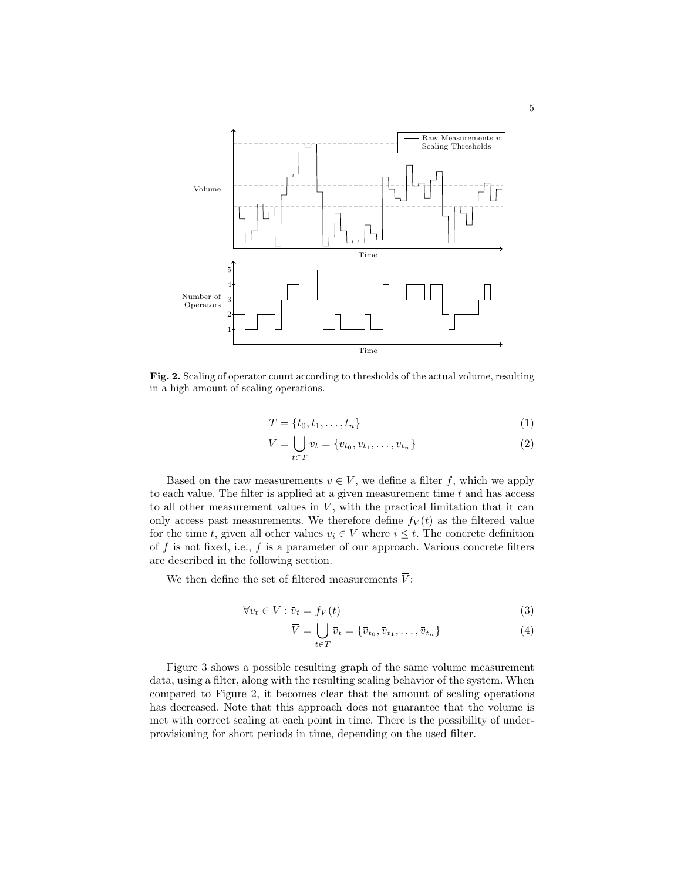**Fig. 2.** Scaling of operator count according to thresholds of the actual volume, resulting in a high amount of scaling operations.

$$T = \{t_0, t_1, \ldots, t_n\} \tag{1}$$

$$V = \bigcup_{t \in T} v_t = \{v_{t_0}, v_{t_1}, \ldots, v_{t_n}\} \tag{2}$$

Based on the raw measurements $v \in V$, we define a filter $f$, which we apply to each value. The filter is applied at a given measurement time $t$ and has access to all other measurement values in $V$, with the practical limitation that it can only access past measurements. We therefore define $f_V(t)$ as the filtered value for the time $t$, given all other values $v_i \in V$ where $i \leq t$. The concrete definition of $f$ is not fixed, i.e., $f$ is a parameter of our approach. Various concrete filters are described in the following section.

We then define the set of filtered measurements $\overline{V}$:

$$\forall v_t \in V : \bar{v}_t = f_V(t) \tag{3}$$

$$\overline{V} = \bigcup_{t \in T} \bar{v}_t = \{\bar{v}_{t_0}, \bar{v}_{t_1}, \ldots, \bar{v}_{t_n}\} \tag{4}$$

Figure 3 shows a possible resulting graph of the same volume measurement data, using a filter, along with the resulting scaling behavior of the system. When compared to Figure 2, it becomes clear that the amount of scaling operations has decreased. Note that this approach does not guarantee that the volume is met with correct scaling at each point in time. There is the possibility of under-provisioning for short periods in time, depending on the used filter.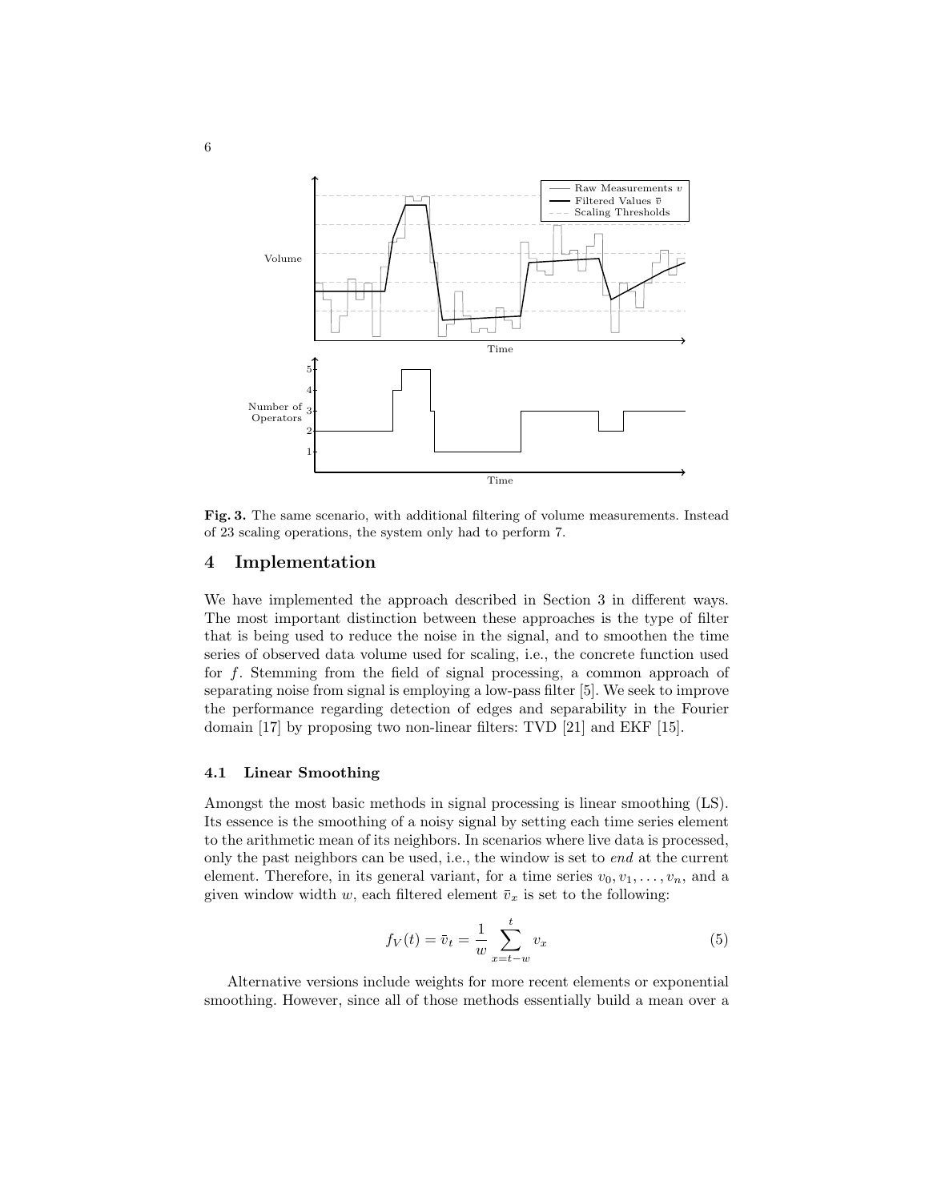**Fig. 3.** The same scenario, with additional filtering of volume measurements. Instead of 23 scaling operations, the system only had to perform 7.

# 4 Implementation

We have implemented the approach described in Section 3 in different ways. The most important distinction between these approaches is the type of filter that is being used to reduce the noise in the signal, and to smoothen the time series of observed data volume used for scaling, i.e., the concrete function used for $f$. Stemming from the field of signal processing, a common approach of separating noise from signal is employing a low-pass filter [5]. We seek to improve the performance regarding detection of edges and separability in the Fourier domain [17] by proposing two non-linear filters: TVD [21] and EKF [15].

## 4.1 Linear Smoothing

Amongst the most basic methods in signal processing is linear smoothing (LS). Its essence is the smoothing of a noisy signal by setting each time series element to the arithmetic mean of its neighbors. In scenarios where live data is processed, only the past neighbors can be used, i.e., the window is set to *end* at the current element. Therefore, in its general variant, for a time series $v_0, v_1, \ldots, v_n$, and a given window width $w$, each filtered element $\bar{v}_x$ is set to the following:

$$f_V(t) = \bar{v}_t = \frac{1}{w} \sum_{x=t-w}^{t} v_x \tag{5}$$

Alternative versions include weights for more recent elements or exponential smoothing. However, since all of those methods essentially build a mean over a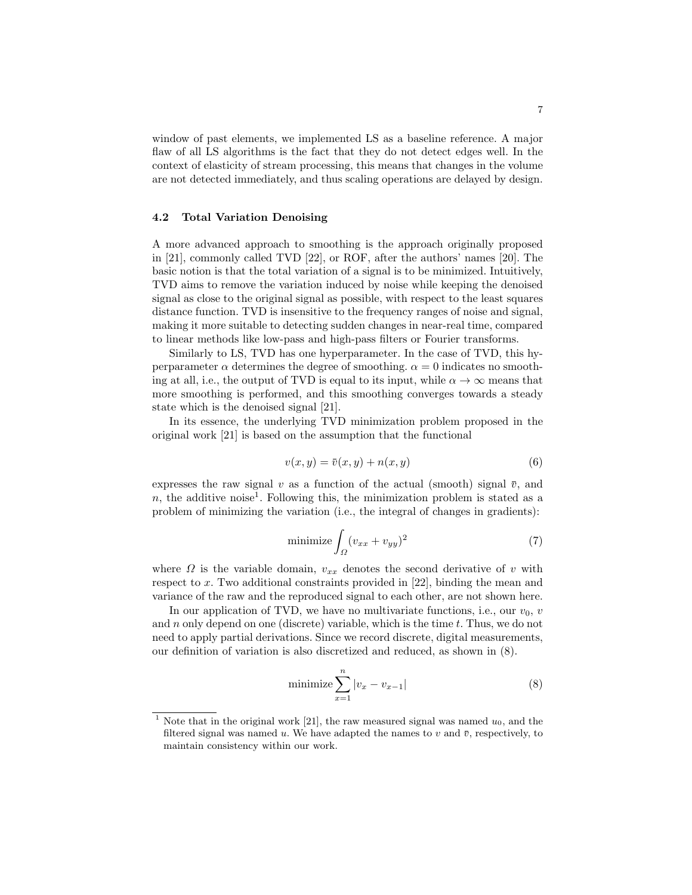window of past elements, we implemented LS as a baseline reference. A major flaw of all LS algorithms is the fact that they do not detect edges well. In the context of elasticity of stream processing, this means that changes in the volume are not detected immediately, and thus scaling operations are delayed by design.

### 4.2 Total Variation Denoising

A more advanced approach to smoothing is the approach originally proposed in [21], commonly called TVD [22], or ROF, after the authors' names [20]. The basic notion is that the total variation of a signal is to be minimized. Intuitively, TVD aims to remove the variation induced by noise while keeping the denoised signal as close to the original signal as possible, with respect to the least squares distance function. TVD is insensitive to the frequency ranges of noise and signal, making it more suitable to detecting sudden changes in near-real time, compared to linear methods like low-pass and high-pass filters or Fourier transforms.

Similarly to LS, TVD has one hyperparameter. In the case of TVD, this hyperparameter $\alpha$ determines the degree of smoothing. $\alpha = 0$ indicates no smoothing at all, i.e., the output of TVD is equal to its input, while $\alpha \to \infty$ means that more smoothing is performed, and this smoothing converges towards a steady state which is the denoised signal [21].

In its essence, the underlying TVD minimization problem proposed in the original work [21] is based on the assumption that the functional

$$v(x, y) = \bar{v}(x, y) + n(x, y) \tag{6}$$

expresses the raw signal $v$ as a function of the actual (smooth) signal $\bar{v}$, and $n$, the additive noise[1]. Following this, the minimization problem is stated as a problem of minimizing the variation (i.e., the integral of changes in gradients):

$$\text{minimize} \int_{\Omega} (v_{xx} + v_{yy})^2 \tag{7}$$

where $\Omega$ is the variable domain, $v_{xx}$ denotes the second derivative of $v$ with respect to $x$. Two additional constraints provided in [22], binding the mean and variance of the raw and the reproduced signal to each other, are not shown here.

In our application of TVD, we have no multivariate functions, i.e., our $v_0$, $v$ and $n$ only depend on one (discrete) variable, which is the time $t$. Thus, we do not need to apply partial derivations. Since we record discrete, digital measurements, our definition of variation is also discretized and reduced, as shown in (8).

$$\text{minimize} \sum_{x=1}^{n} |v_x - v_{x-1}| \tag{8}$$

[1] Note that in the original work [21], the raw measured signal was named $u_0$, and the filtered signal was named $u$. We have adapted the names to $v$ and $\bar{v}$, respectively, to maintain consistency within our work.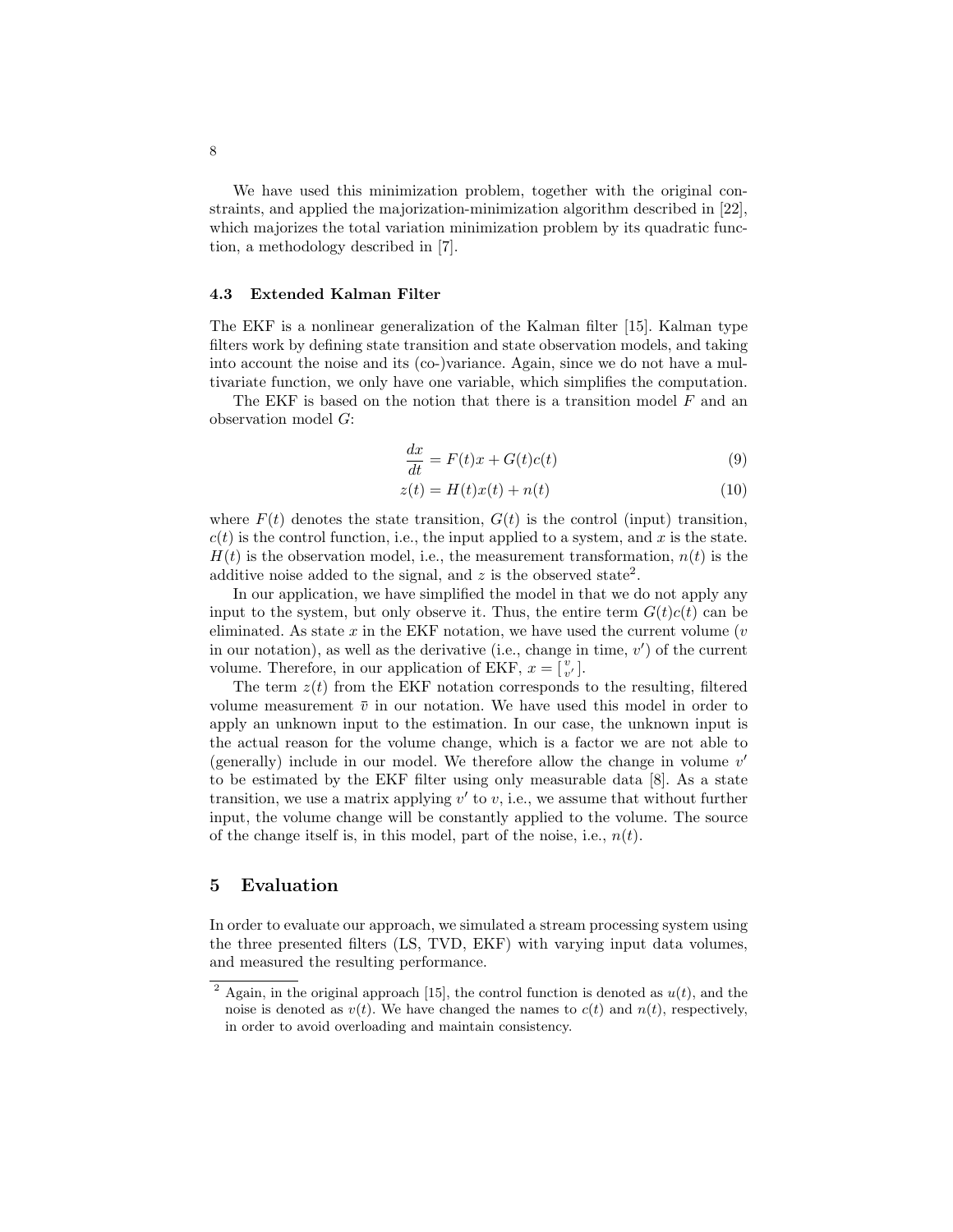We have used this minimization problem, together with the original constraints, and applied the majorization-minimization algorithm described in [22], which majorizes the total variation minimization problem by its quadratic function, a methodology described in [7].

### 4.3 Extended Kalman Filter

The EKF is a nonlinear generalization of the Kalman filter [15]. Kalman type filters work by defining state transition and state observation models, and taking into account the noise and its (co-)variance. Again, since we do not have a multivariate function, we only have one variable, which simplifies the computation.

The EKF is based on the notion that there is a transition model $F$ and an observation model $G$:

$$\frac{dx}{dt} = F(t)x + G(t)c(t) \tag{9}$$

$$z(t) = H(t)x(t) + n(t) \tag{10}$$

where $F(t)$ denotes the state transition, $G(t)$ is the control (input) transition, $c(t)$ is the control function, i.e., the input applied to a system, and $x$ is the state. $H(t)$ is the observation model, i.e., the measurement transformation, $n(t)$ is the additive noise added to the signal, and $z$ is the observed state[2].

In our application, we have simplified the model in that we do not apply any input to the system, but only observe it. Thus, the entire term $G(t)c(t)$ can be eliminated. As state $x$ in the EKF notation, we have used the current volume ($v$ in our notation), as well as the derivative (i.e., change in time, $v'$) of the current volume. Therefore, in our application of EKF, $x = \left[\begin{smallmatrix} v \\ v' \end{smallmatrix}\right]$.

The term $z(t)$ from the EKF notation corresponds to the resulting, filtered volume measurement $\bar{v}$ in our notation. We have used this model in order to apply an unknown input to the estimation. In our case, the unknown input is the actual reason for the volume change, which is a factor we are not able to (generally) include in our model. We therefore allow the change in volume $v'$ to be estimated by the EKF filter using only measurable data [8]. As a state transition, we use a matrix applying $v'$ to $v$, i.e., we assume that without further input, the volume change will be constantly applied to the volume. The source of the change itself is, in this model, part of the noise, i.e., $n(t)$.

## 5 Evaluation

In order to evaluate our approach, we simulated a stream processing system using the three presented filters (LS, TVD, EKF) with varying input data volumes, and measured the resulting performance.

[2] Again, in the original approach [15], the control function is denoted as $u(t)$, and the noise is denoted as $v(t)$. We have changed the names to $c(t)$ and $n(t)$, respectively, in order to avoid overloading and maintain consistency.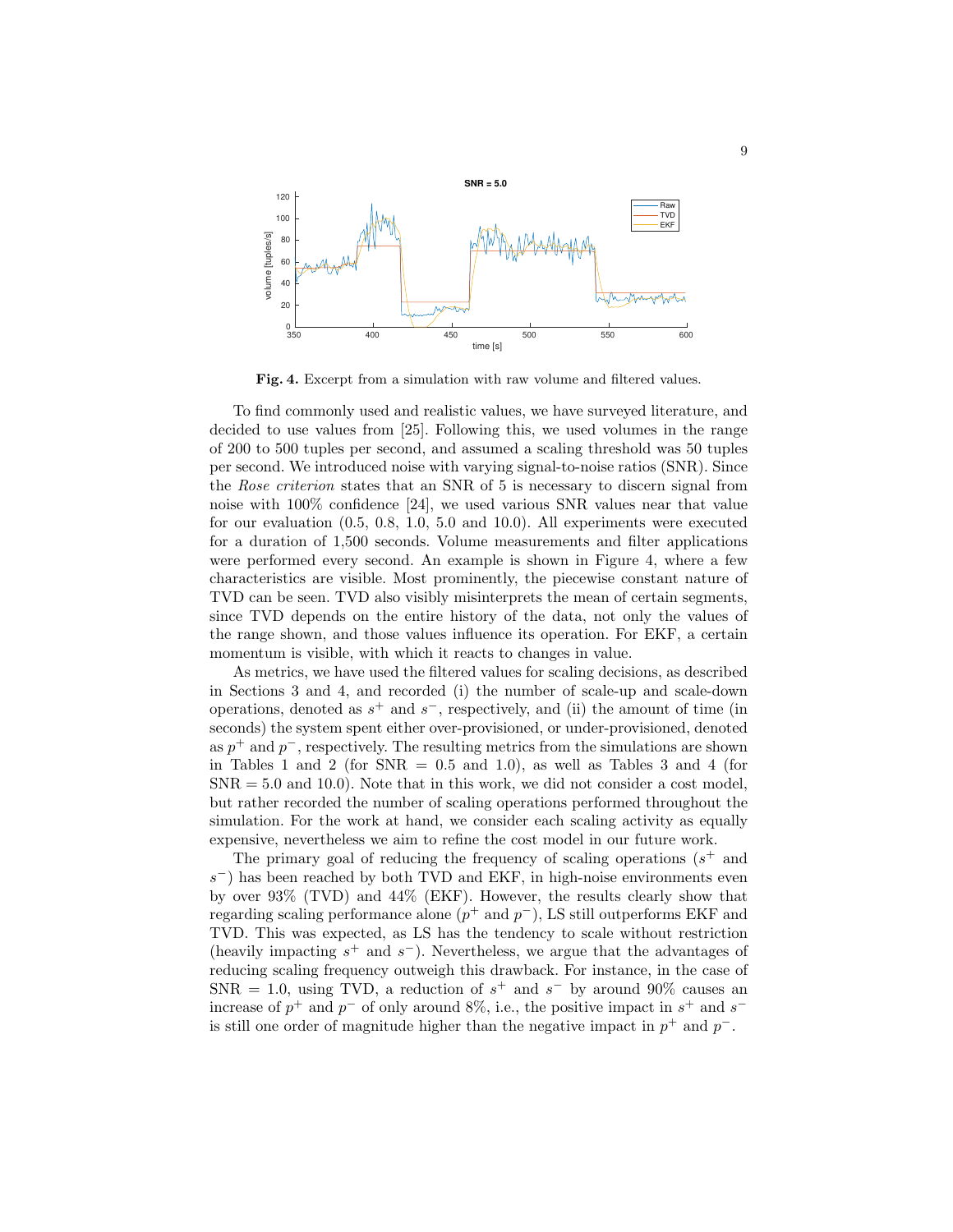**Fig. 4.** Excerpt from a simulation with raw volume and filtered values.

To find commonly used and realistic values, we have surveyed literature, and decided to use values from [25]. Following this, we used volumes in the range of 200 to 500 tuples per second, and assumed a scaling threshold was 50 tuples per second. We introduced noise with varying signal-to-noise ratios (SNR). Since the *Rose criterion* states that an SNR of 5 is necessary to discern signal from noise with 100% confidence [24], we used various SNR values near that value for our evaluation (0.5, 0.8, 1.0, 5.0 and 10.0). All experiments were executed for a duration of 1,500 seconds. Volume measurements and filter applications were performed every second. An example is shown in Figure 4, where a few characteristics are visible. Most prominently, the piecewise constant nature of TVD can be seen. TVD also visibly misinterprets the mean of certain segments, since TVD depends on the entire history of the data, not only the values of the range shown, and those values influence its operation. For EKF, a certain momentum is visible, with which it reacts to changes in value.

As metrics, we have used the filtered values for scaling decisions, as described in Sections 3 and 4, and recorded (i) the number of scale-up and scale-down operations, denoted as $s^+$ and $s^-$, respectively, and (ii) the amount of time (in seconds) the system spent either over-provisioned, or under-provisioned, denoted as $p^+$ and $p^-$, respectively. The resulting metrics from the simulations are shown in Tables 1 and 2 (for SNR = 0.5 and 1.0), as well as Tables 3 and 4 (for SNR = 5.0 and 10.0). Note that in this work, we did not consider a cost model, but rather recorded the number of scaling operations performed throughout the simulation. For the work at hand, we consider each scaling activity as equally expensive, nevertheless we aim to refine the cost model in our future work.

The primary goal of reducing the frequency of scaling operations ($s^+$ and $s^-$) has been reached by both TVD and EKF, in high-noise environments even by over 93% (TVD) and 44% (EKF). However, the results clearly show that regarding scaling performance alone ($p^+$ and $p^-$), LS still outperforms EKF and TVD. This was expected, as LS has the tendency to scale without restriction (heavily impacting $s^+$ and $s^-$). Nevertheless, we argue that the advantages of reducing scaling frequency outweigh this drawback. For instance, in the case of SNR = 1.0, using TVD, a reduction of $s^+$ and $s^-$ by around 90% causes an increase of $p^+$ and $p^-$ of only around 8%, i.e., the positive impact in $s^+$ and $s^-$ is still one order of magnitude higher than the negative impact in $p^+$ and $p^-$.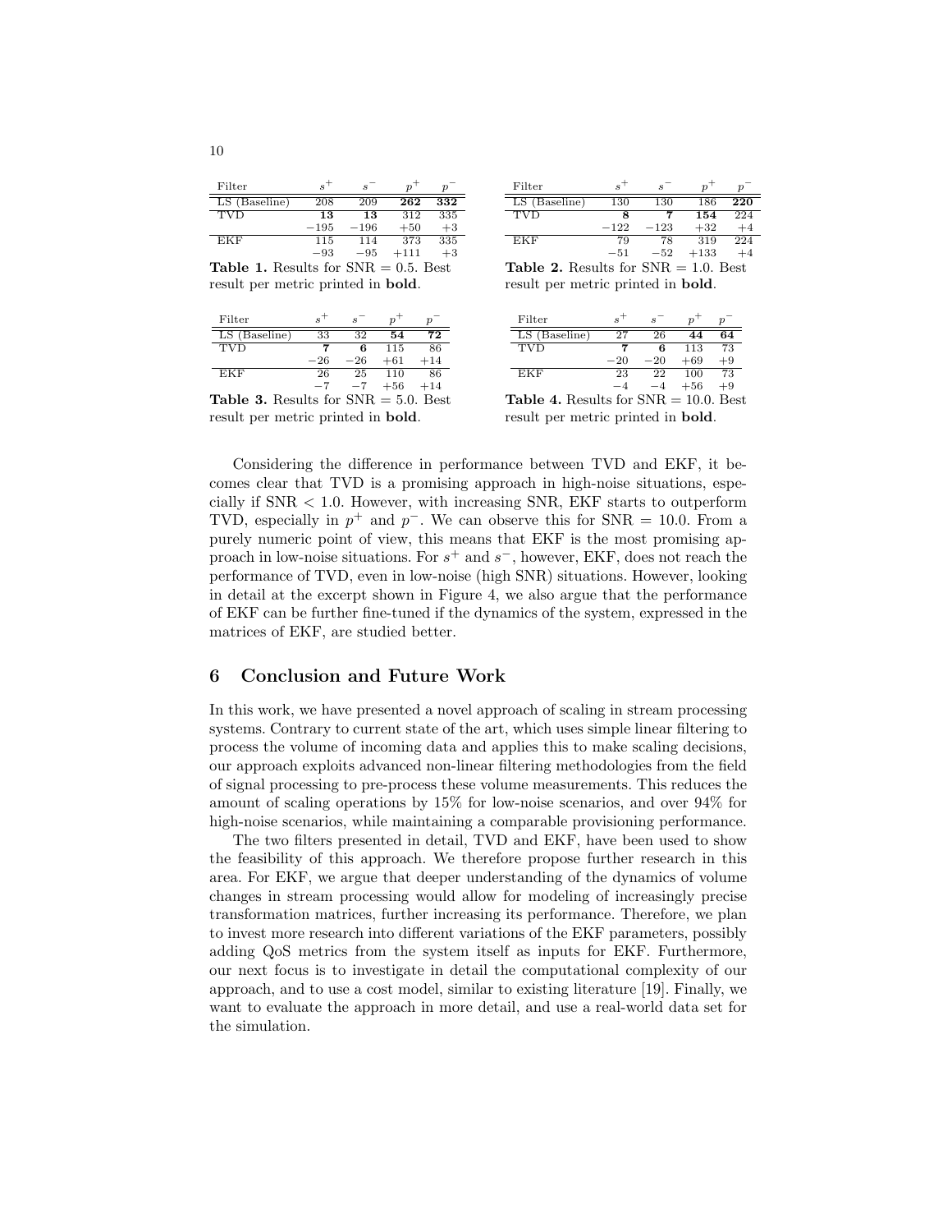| Filter | $s^+$ | $s^-$ | $p^+$ | $p^-$ |
|---|---|---|---|---|
| LS (Baseline) | 208 | 209 | **262** | **332** |
| TVD | **13** | **13** | 312 | 335 |
| | $-195$ | $-196$ | $+50$ | $+3$ |
| EKF | 115 | 114 | 373 | 335 |
| | $-93$ | $-95$ | $+111$ | $+3$ |

**Table 1.** Results for SNR = 0.5. Best result per metric printed in **bold**.

| Filter | $s^+$ | $s^-$ | $p^+$ | $p^-$ |
|---|---|---|---|---|
| LS (Baseline) | 130 | 130 | 186 | **220** |
| TVD | **8** | **7** | **154** | 224 |
| | $-122$ | $-123$ | $+32$ | $+4$ |
| EKF | 79 | 78 | 319 | 224 |
| | $-51$ | $-52$ | $+133$ | $+4$ |

**Table 2.** Results for SNR = 1.0. Best result per metric printed in **bold**.

| Filter | $s^+$ | $s^-$ | $p^+$ | $p^-$ |
|---|---|---|---|---|
| LS (Baseline) | 33 | 32 | **54** | **72** |
| TVD | **7** | **6** | 115 | 86 |
| | $-26$ | $-26$ | $+61$ | $+14$ |
| EKF | 26 | 25 | 110 | 86 |
| | $-7$ | $-7$ | $+56$ | $+14$ |

**Table 3.** Results for SNR = 5.0. Best result per metric printed in **bold**.

| Filter | $s^+$ | $s^-$ | $p^+$ | $p^-$ |
|---|---|---|---|---|
| LS (Baseline) | 27 | 26 | **44** | **64** |
| TVD | **7** | **6** | 113 | 73 |
| | $-20$ | $-20$ | $+69$ | $+9$ |
| EKF | 23 | 22 | 100 | 73 |
| | $-4$ | $-4$ | $+56$ | $+9$ |

**Table 4.** Results for SNR = 10.0. Best result per metric printed in **bold**.

Considering the difference in performance between TVD and EKF, it becomes clear that TVD is a promising approach in high-noise situations, especially if SNR < 1.0. However, with increasing SNR, EKF starts to outperform TVD, especially in $p^+$ and $p^-$. We can observe this for SNR = 10.0. From a purely numeric point of view, this means that EKF is the most promising approach in low-noise situations. For $s^+$ and $s^-$, however, EKF, does not reach the performance of TVD, even in low-noise (high SNR) situations. However, looking in detail at the excerpt shown in Figure 4, we also argue that the performance of EKF can be further fine-tuned if the dynamics of the system, expressed in the matrices of EKF, are studied better.

## 6 Conclusion and Future Work

In this work, we have presented a novel approach of scaling in stream processing systems. Contrary to current state of the art, which uses simple linear filtering to process the volume of incoming data and applies this to make scaling decisions, our approach exploits advanced non-linear filtering methodologies from the field of signal processing to pre-process these volume measurements. This reduces the amount of scaling operations by 15% for low-noise scenarios, and over 94% for high-noise scenarios, while maintaining a comparable provisioning performance.

The two filters presented in detail, TVD and EKF, have been used to show the feasibility of this approach. We therefore propose further research in this area. For EKF, we argue that deeper understanding of the dynamics of volume changes in stream processing would allow for modeling of increasingly precise transformation matrices, further increasing its performance. Therefore, we plan to invest more research into different variations of the EKF parameters, possibly adding QoS metrics from the system itself as inputs for EKF. Furthermore, our next focus is to investigate in detail the computational complexity of our approach, and to use a cost model, similar to existing literature [19]. Finally, we want to evaluate the approach in more detail, and use a real-world data set for the simulation.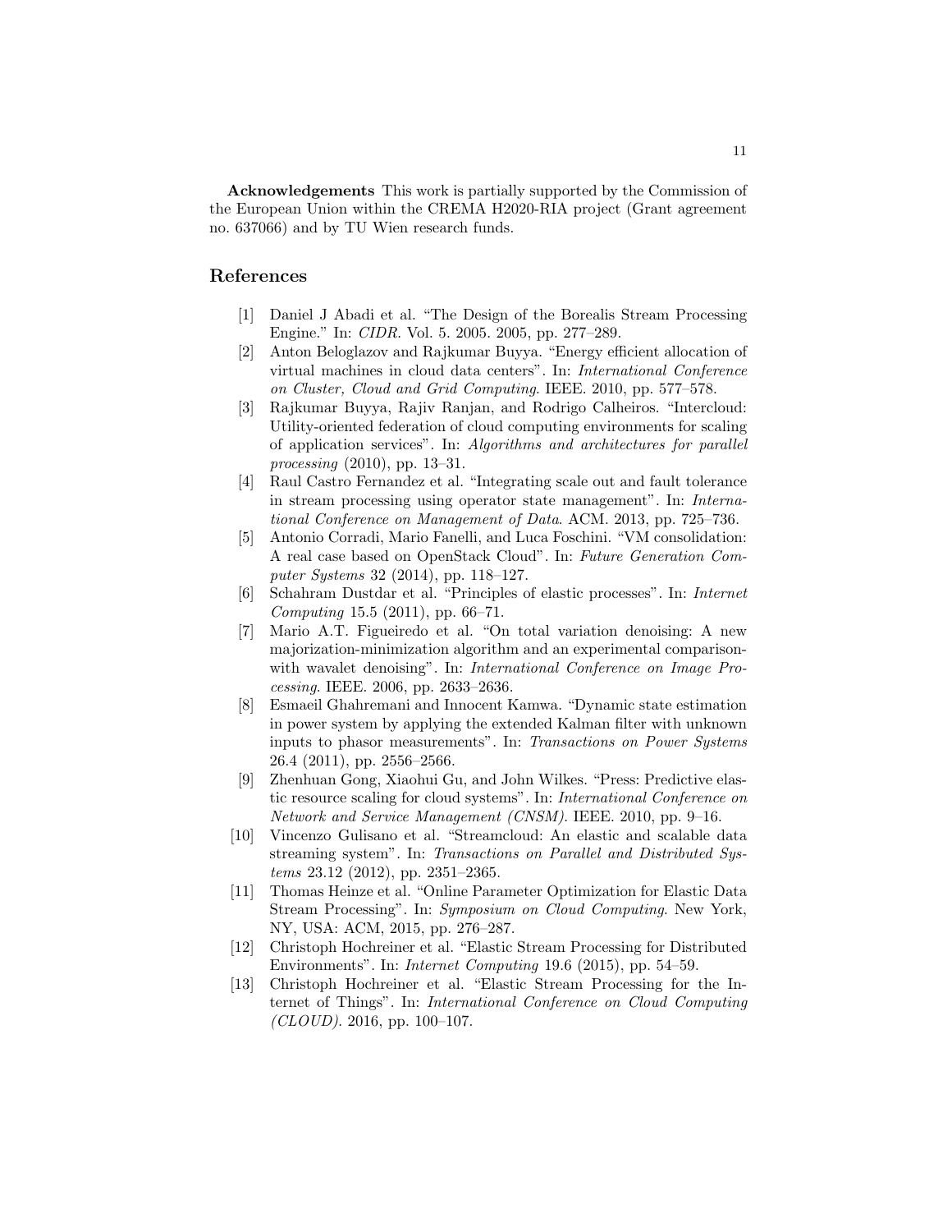**Acknowledgements** This work is partially supported by the Commission of the European Union within the CREMA H2020-RIA project (Grant agreement no. 637066) and by TU Wien research funds.

## References

[1] Daniel J Abadi et al. "The Design of the Borealis Stream Processing Engine." In: *CIDR*. Vol. 5. 2005. 2005, pp. 277–289.

[2] Anton Beloglazov and Rajkumar Buyya. "Energy efficient allocation of virtual machines in cloud data centers". In: *International Conference on Cluster, Cloud and Grid Computing*. IEEE. 2010, pp. 577–578.

[3] Rajkumar Buyya, Rajiv Ranjan, and Rodrigo Calheiros. "Intercloud: Utility-oriented federation of cloud computing environments for scaling of application services". In: *Algorithms and architectures for parallel processing* (2010), pp. 13–31.

[4] Raul Castro Fernandez et al. "Integrating scale out and fault tolerance in stream processing using operator state management". In: *International Conference on Management of Data*. ACM. 2013, pp. 725–736.

[5] Antonio Corradi, Mario Fanelli, and Luca Foschini. "VM consolidation: A real case based on OpenStack Cloud". In: *Future Generation Computer Systems* 32 (2014), pp. 118–127.

[6] Schahram Dustdar et al. "Principles of elastic processes". In: *Internet Computing* 15.5 (2011), pp. 66–71.

[7] Mario A.T. Figueiredo et al. "On total variation denoising: A new majorization-minimization algorithm and an experimental comparisonwith wavalet denoising". In: *International Conference on Image Processing*. IEEE. 2006, pp. 2633–2636.

[8] Esmaeil Ghahremani and Innocent Kamwa. "Dynamic state estimation in power system by applying the extended Kalman filter with unknown inputs to phasor measurements". In: *Transactions on Power Systems* 26.4 (2011), pp. 2556–2566.

[9] Zhenhuan Gong, Xiaohui Gu, and John Wilkes. "Press: Predictive elastic resource scaling for cloud systems". In: *International Conference on Network and Service Management (CNSM)*. IEEE. 2010, pp. 9–16.

[10] Vincenzo Gulisano et al. "Streamcloud: An elastic and scalable data streaming system". In: *Transactions on Parallel and Distributed Systems* 23.12 (2012), pp. 2351–2365.

[11] Thomas Heinze et al. "Online Parameter Optimization for Elastic Data Stream Processing". In: *Symposium on Cloud Computing*. New York, NY, USA: ACM, 2015, pp. 276–287.

[12] Christoph Hochreiner et al. "Elastic Stream Processing for Distributed Environments". In: *Internet Computing* 19.6 (2015), pp. 54–59.

[13] Christoph Hochreiner et al. "Elastic Stream Processing for the Internet of Things". In: *International Conference on Cloud Computing (CLOUD)*. 2016, pp. 100–107.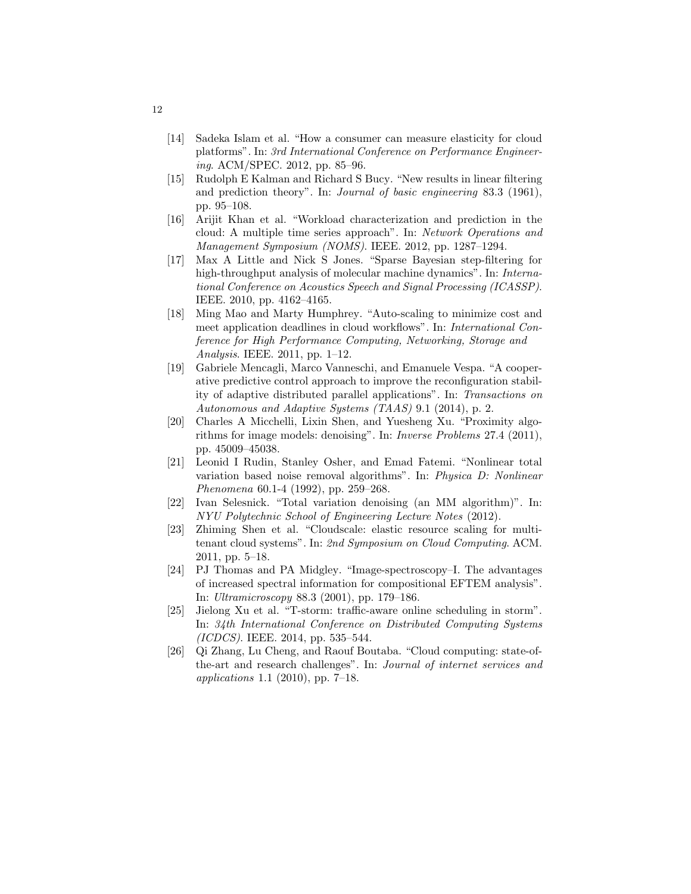- [14] Sadeka Islam et al. "How a consumer can measure elasticity for cloud platforms". In: *3rd International Conference on Performance Engineering*. ACM/SPEC. 2012, pp. 85–96.
- [15] Rudolph E Kalman and Richard S Bucy. "New results in linear filtering and prediction theory". In: *Journal of basic engineering* 83.3 (1961), pp. 95–108.
- [16] Arijit Khan et al. "Workload characterization and prediction in the cloud: A multiple time series approach". In: *Network Operations and Management Symposium (NOMS)*. IEEE. 2012, pp. 1287–1294.
- [17] Max A Little and Nick S Jones. "Sparse Bayesian step-filtering for high-throughput analysis of molecular machine dynamics". In: *International Conference on Acoustics Speech and Signal Processing (ICASSP)*. IEEE. 2010, pp. 4162–4165.
- [18] Ming Mao and Marty Humphrey. "Auto-scaling to minimize cost and meet application deadlines in cloud workflows". In: *International Conference for High Performance Computing, Networking, Storage and Analysis*. IEEE. 2011, pp. 1–12.
- [19] Gabriele Mencagli, Marco Vanneschi, and Emanuele Vespa. "A cooperative predictive control approach to improve the reconfiguration stability of adaptive distributed parallel applications". In: *Transactions on Autonomous and Adaptive Systems (TAAS)* 9.1 (2014), p. 2.
- [20] Charles A Micchelli, Lixin Shen, and Yuesheng Xu. "Proximity algorithms for image models: denoising". In: *Inverse Problems* 27.4 (2011), pp. 45009–45038.
- [21] Leonid I Rudin, Stanley Osher, and Emad Fatemi. "Nonlinear total variation based noise removal algorithms". In: *Physica D: Nonlinear Phenomena* 60.1-4 (1992), pp. 259–268.
- [22] Ivan Selesnick. "Total variation denoising (an MM algorithm)". In: *NYU Polytechnic School of Engineering Lecture Notes* (2012).
- [23] Zhiming Shen et al. "Cloudscale: elastic resource scaling for multi-tenant cloud systems". In: *2nd Symposium on Cloud Computing*. ACM. 2011, pp. 5–18.
- [24] PJ Thomas and PA Midgley. "Image-spectroscopy–I. The advantages of increased spectral information for compositional EFTEM analysis". In: *Ultramicroscopy* 88.3 (2001), pp. 179–186.
- [25] Jielong Xu et al. "T-storm: traffic-aware online scheduling in storm". In: *34th International Conference on Distributed Computing Systems (ICDCS)*. IEEE. 2014, pp. 535–544.
- [26] Qi Zhang, Lu Cheng, and Raouf Boutaba. "Cloud computing: state-of-the-art and research challenges". In: *Journal of internet services and applications* 1.1 (2010), pp. 7–18.